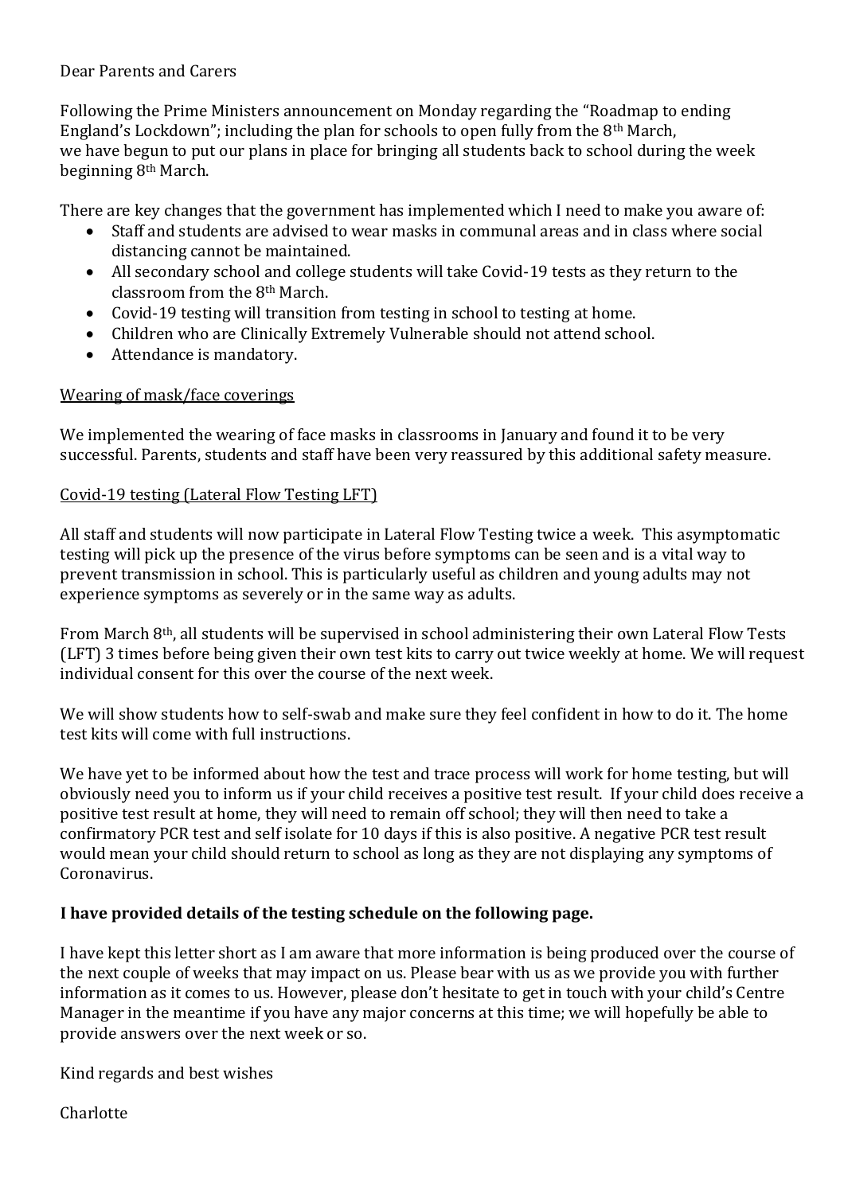Dear Parents and Carers

Following the Prime Ministers announcement on Monday regarding the "Roadmap to ending England's Lockdown"; including the plan for schools to open fully from the 8th March, we have begun to put our plans in place for bringing all students back to school during the week beginning 8th March.

There are key changes that the government has implemented which I need to make you aware of:

- Staff and students are advised to wear masks in communal areas and in class where social distancing cannot be maintained.
- All secondary school and college students will take Covid-19 tests as they return to the classroom from the 8th March.
- Covid-19 testing will transition from testing in school to testing at home.
- Children who are Clinically Extremely Vulnerable should not attend school.
- Attendance is mandatory.

<u>Wearing of mask/face coverings</u>

We implemented the wearing of face masks in classrooms in January and found it to be very successful. Parents, students and staff have been very reassured by this additional safety measure.

<u>Covid-19 testing (Lateral Flow Testing LFT)</u>

All staff and students will now participate in Lateral Flow Testing twice a week. This asymptomatic testing will pick up the presence of the virus before symptoms can be seen and is a vital way to prevent transmission in school. This is particularly useful as children and young adults may not experience symptoms as severely or in the same way as adults.

From March 8th, all students will be supervised in school administering their own Lateral Flow Tests (LFT) 3 times before being given their own test kits to carry out twice weekly at home. We will request individual consent for this over the course of the next week.

We will show students how to self-swab and make sure they feel confident in how to do it. The home test kits will come with full instructions.

We have yet to be informed about how the test and trace process will work for home testing, but will obviously need you to inform us if your child receives a positive test result. If your child does receive a positive test result at home, they will need to remain off school; they will then need to take a confirmatory PCR test and self isolate for 10 days if this is also positive. A negative PCR test result would mean your child should return to school as long as they are not displaying any symptoms of Coronavirus.

**I have provided details of the testing schedule on the following page.**

I have kept this letter short as I am aware that more information is being produced over the course of the next couple of weeks that may impact on us. Please bear with us as we provide you with further information as it comes to us. However, please don't hesitate to get in touch with your child's Centre Manager in the meantime if you have any major concerns at this time; we will hopefully be able to provide answers over the next week or so.

Kind regards and best wishes

Charlotte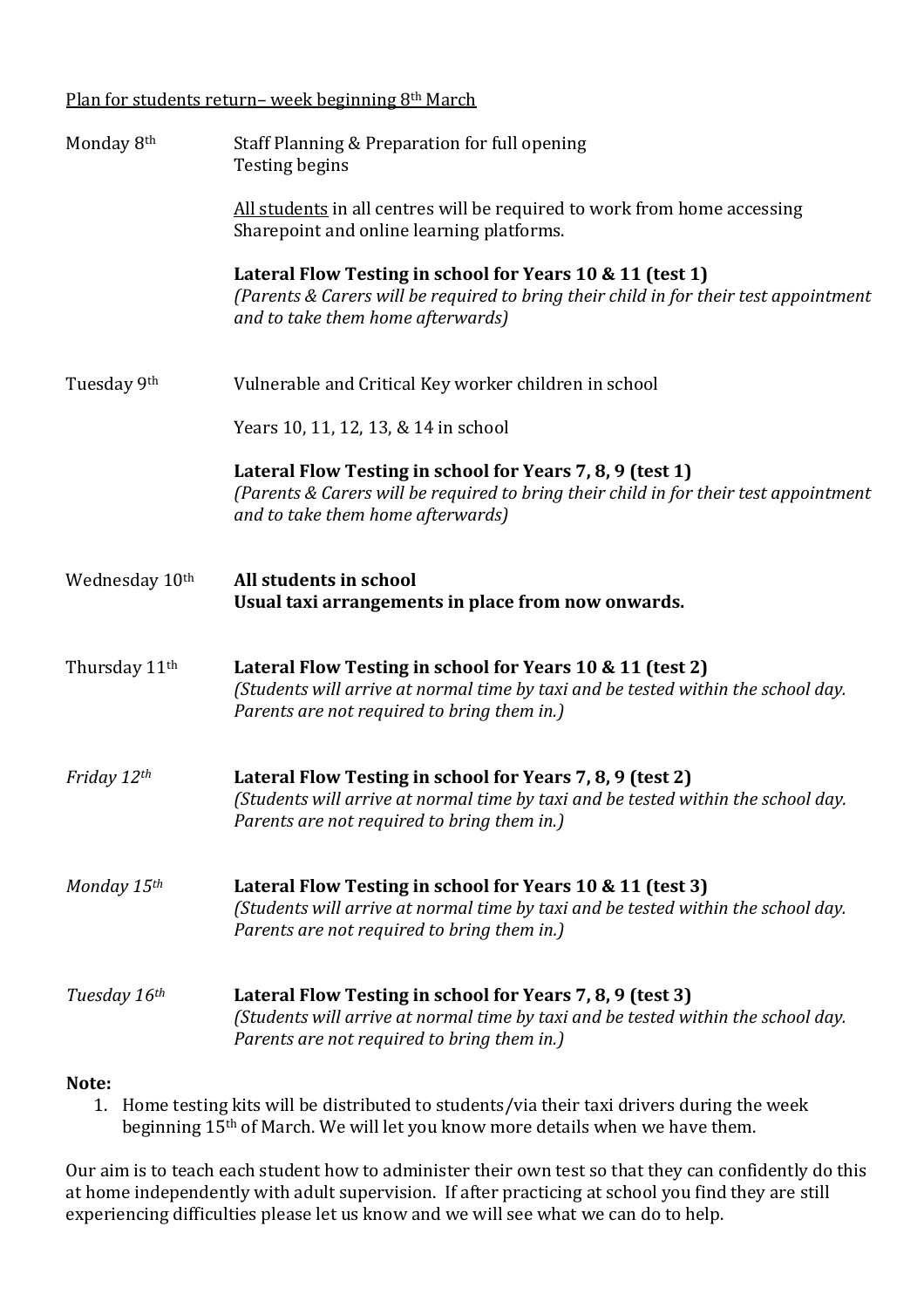Plan for students return– week beginning 8th March

| | |
|---|---|
| Monday 8th | Staff Planning & Preparation for full opening<br>Testing begins<br><br>All students in all centres will be required to work from home accessing Sharepoint and online learning platforms.<br><br>**Lateral Flow Testing in school for Years 10 & 11 (test 1)**<br>*(Parents & Carers will be required to bring their child in for their test appointment and to take them home afterwards)* |
| Tuesday 9th | Vulnerable and Critical Key worker children in school<br><br>Years 10, 11, 12, 13, & 14 in school<br><br>**Lateral Flow Testing in school for Years 7, 8, 9 (test 1)**<br>*(Parents & Carers will be required to bring their child in for their test appointment and to take them home afterwards)* |
| Wednesday 10th | **All students in school**<br>**Usual taxi arrangements in place from now onwards.** |
| Thursday 11th | **Lateral Flow Testing in school for Years 10 & 11 (test 2)**<br>*(Students will arrive at normal time by taxi and be tested within the school day. Parents are not required to bring them in.)* |
| *Friday 12th* | **Lateral Flow Testing in school for Years 7, 8, 9 (test 2)**<br>*(Students will arrive at normal time by taxi and be tested within the school day. Parents are not required to bring them in.)* |
| *Monday 15th* | **Lateral Flow Testing in school for Years 10 & 11 (test 3)**<br>*(Students will arrive at normal time by taxi and be tested within the school day. Parents are not required to bring them in.)* |
| *Tuesday 16th* | **Lateral Flow Testing in school for Years 7, 8, 9 (test 3)**<br>*(Students will arrive at normal time by taxi and be tested within the school day. Parents are not required to bring them in.)* |

**Note:**

1. Home testing kits will be distributed to students/via their taxi drivers during the week beginning 15th of March. We will let you know more details when we have them.

Our aim is to teach each student how to administer their own test so that they can confidently do this at home independently with adult supervision. If after practicing at school you find they are still experiencing difficulties please let us know and we will see what we can do to help.